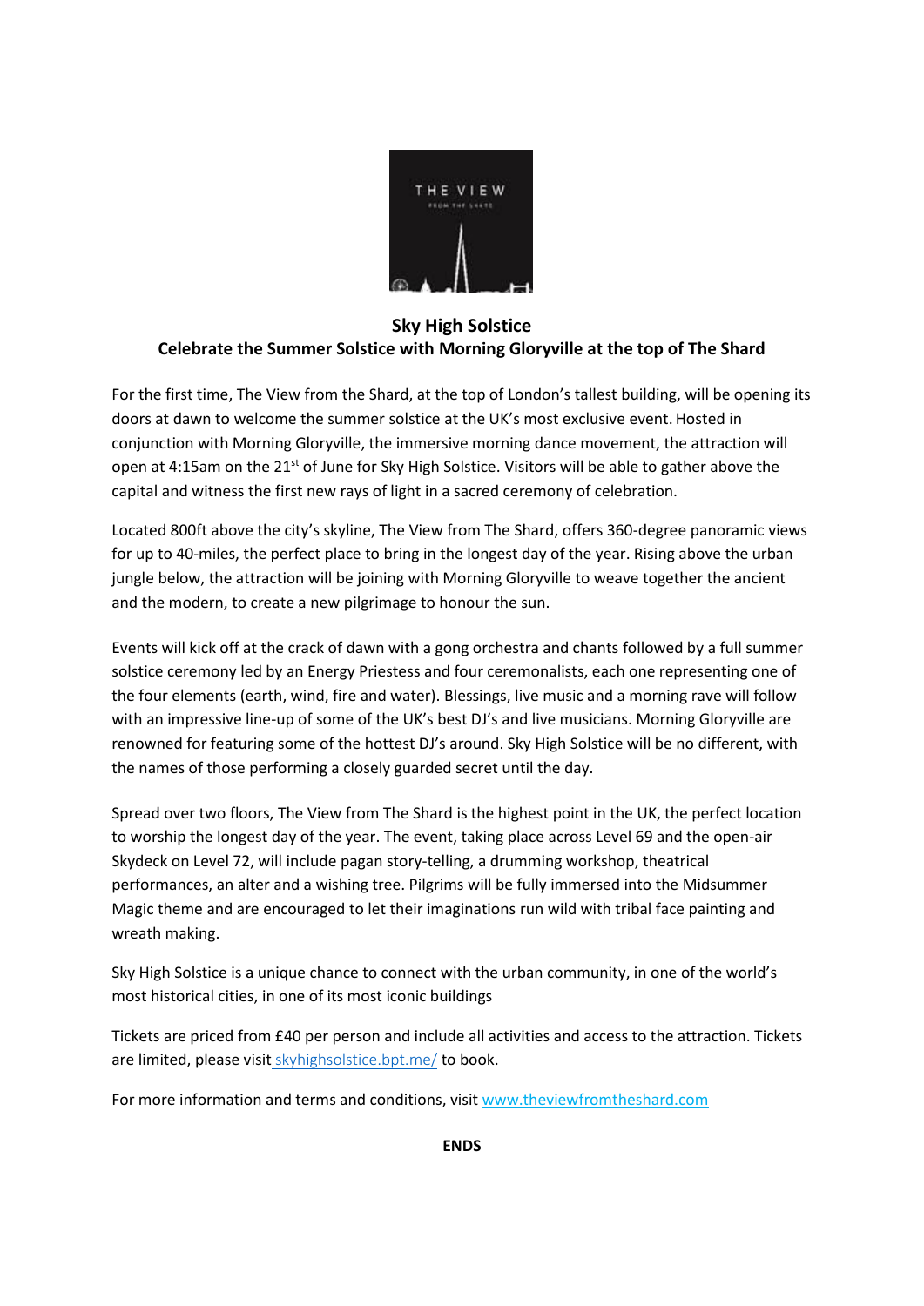# Sky High Solstice

## Celebrate the Summer Solstice with Morning Gloryville at the top of The Shard

For the first time, The View from the Shard, at the top of London's tallest building, will be opening its doors at dawn to welcome the summer solstice at the UK's most exclusive event. Hosted in conjunction with Morning Gloryville, the immersive morning dance movement, the attraction will open at 4:15am on the 21st of June for Sky High Solstice. Visitors will be able to gather above the capital and witness the first new rays of light in a sacred ceremony of celebration.

Located 800ft above the city's skyline, The View from The Shard, offers 360-degree panoramic views for up to 40-miles, the perfect place to bring in the longest day of the year. Rising above the urban jungle below, the attraction will be joining with Morning Gloryville to weave together the ancient and the modern, to create a new pilgrimage to honour the sun.

Events will kick off at the crack of dawn with a gong orchestra and chants followed by a full summer solstice ceremony led by an Energy Priestess and four ceremonalists, each one representing one of the four elements (earth, wind, fire and water). Blessings, live music and a morning rave will follow with an impressive line-up of some of the UK's best DJ's and live musicians. Morning Gloryville are renowned for featuring some of the hottest DJ's around. Sky High Solstice will be no different, with the names of those performing a closely guarded secret until the day.

Spread over two floors, The View from The Shard is the highest point in the UK, the perfect location to worship the longest day of the year. The event, taking place across Level 69 and the open-air Skydeck on Level 72, will include pagan story-telling, a drumming workshop, theatrical performances, an alter and a wishing tree. Pilgrims will be fully immersed into the Midsummer Magic theme and are encouraged to let their imaginations run wild with tribal face painting and wreath making.

Sky High Solstice is a unique chance to connect with the urban community, in one of the world's most historical cities, in one of its most iconic buildings

Tickets are priced from £40 per person and include all activities and access to the attraction. Tickets are limited, please visit skyhighsolstice.bpt.me/ to book.

For more information and terms and conditions, visit www.theviewfromtheshard.com

**ENDS**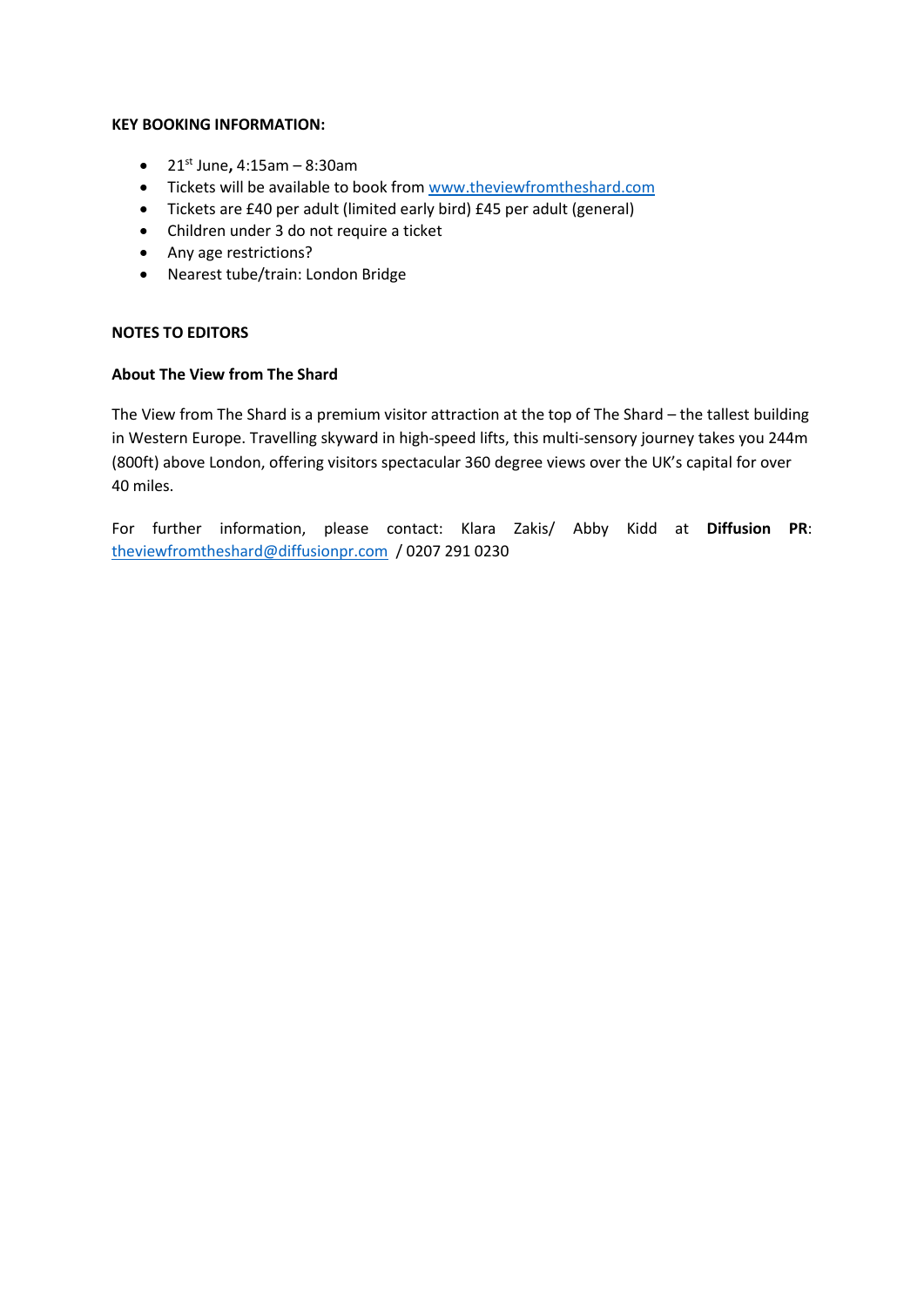**KEY BOOKING INFORMATION:**

- 21st June**,** 4:15am – 8:30am
- Tickets will be available to book from www.theviewfromtheshard.com
- Tickets are £40 per adult (limited early bird) £45 per adult (general)
- Children under 3 do not require a ticket
- Any age restrictions?
- Nearest tube/train: London Bridge

**NOTES TO EDITORS**

**About The View from The Shard**

The View from The Shard is a premium visitor attraction at the top of The Shard – the tallest building in Western Europe. Travelling skyward in high-speed lifts, this multi-sensory journey takes you 244m (800ft) above London, offering visitors spectacular 360 degree views over the UK's capital for over 40 miles.

For further information, please contact: Klara Zakis/ Abby Kidd at **Diffusion PR**: theviewfromtheshard@diffusionpr.com / 0207 291 0230